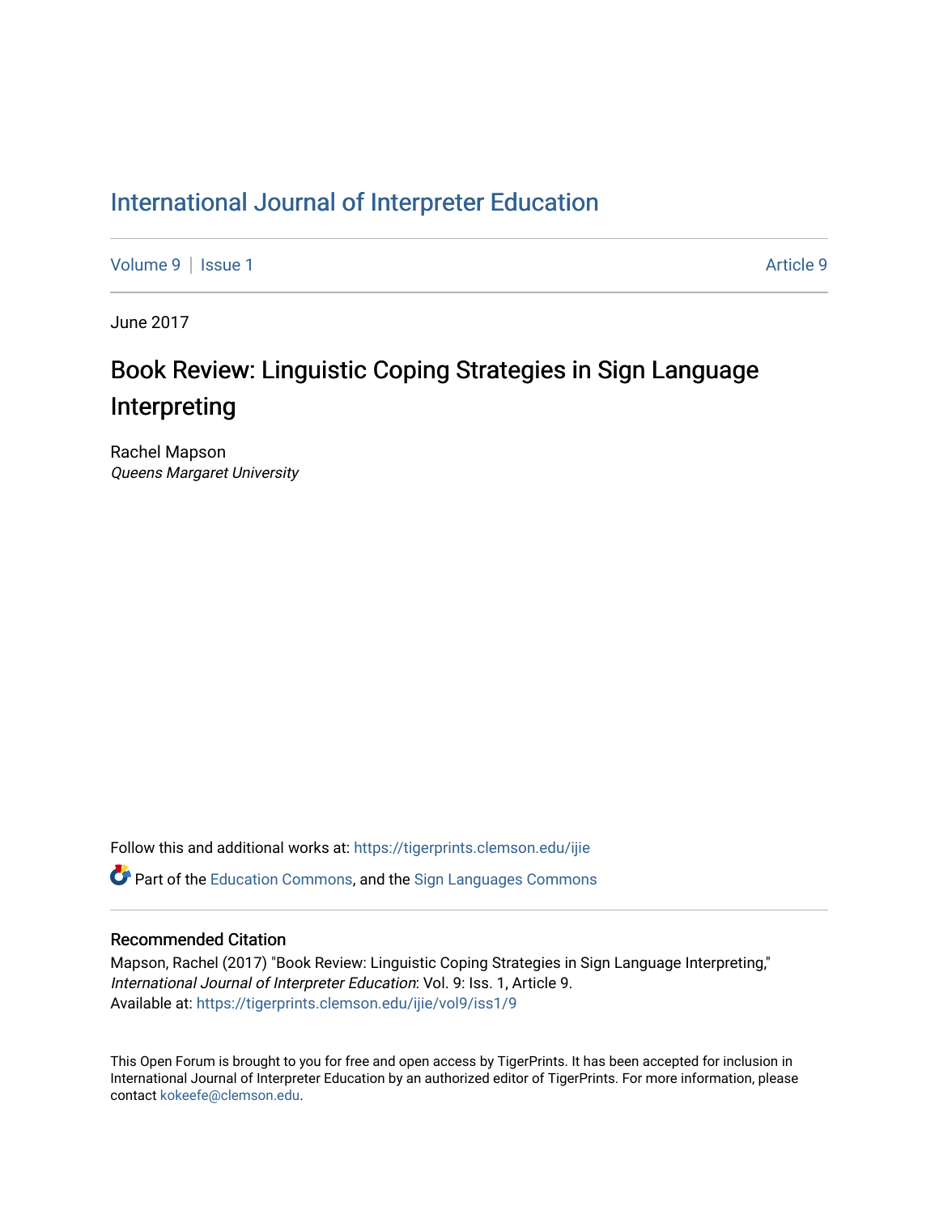# International Journal of Interpreter Education

Volume 9 | Issue 1 Article 9

June 2017

## Book Review: Linguistic Coping Strategies in Sign Language Interpreting

Rachel Mapson
*Queens Margaret University*

Follow this and additional works at: https://tigerprints.clemson.edu/ijie

Part of the Education Commons, and the Sign Languages Commons

### Recommended Citation

Mapson, Rachel (2017) "Book Review: Linguistic Coping Strategies in Sign Language Interpreting," *International Journal of Interpreter Education*: Vol. 9: Iss. 1, Article 9.
Available at: https://tigerprints.clemson.edu/ijie/vol9/iss1/9

This Open Forum is brought to you for free and open access by TigerPrints. It has been accepted for inclusion in International Journal of Interpreter Education by an authorized editor of TigerPrints. For more information, please contact kokeefe@clemson.edu.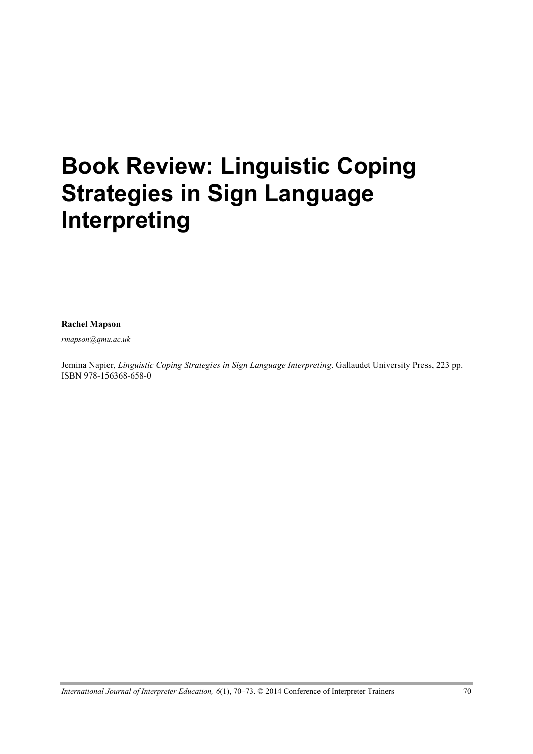# Book Review: Linguistic Coping Strategies in Sign Language Interpreting

**Rachel Mapson**

*rmapson@qmu.ac.uk*

Jemina Napier, *Linguistic Coping Strategies in Sign Language Interpreting*. Gallaudet University Press, 223 pp. ISBN 978-156368-658-0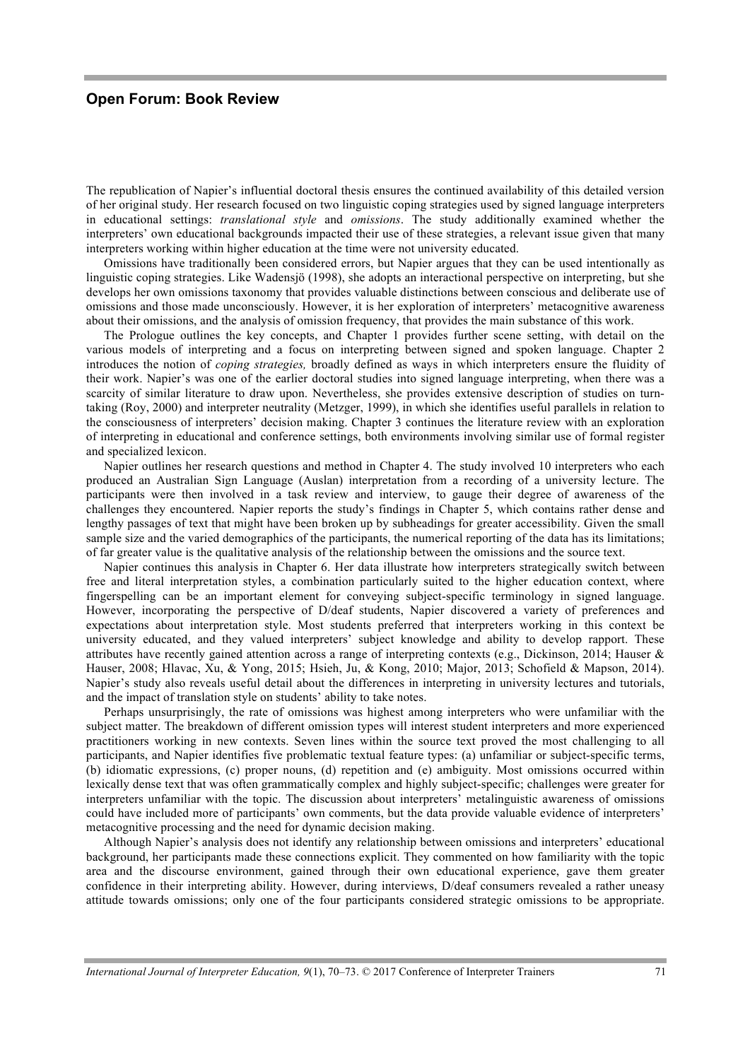## Open Forum: Book Review

The republication of Napier's influential doctoral thesis ensures the continued availability of this detailed version of her original study. Her research focused on two linguistic coping strategies used by signed language interpreters in educational settings: *translational style* and *omissions*. The study additionally examined whether the interpreters' own educational backgrounds impacted their use of these strategies, a relevant issue given that many interpreters working within higher education at the time were not university educated.

Omissions have traditionally been considered errors, but Napier argues that they can be used intentionally as linguistic coping strategies. Like Wadensjö (1998), she adopts an interactional perspective on interpreting, but she develops her own omissions taxonomy that provides valuable distinctions between conscious and deliberate use of omissions and those made unconsciously. However, it is her exploration of interpreters' metacognitive awareness about their omissions, and the analysis of omission frequency, that provides the main substance of this work.

The Prologue outlines the key concepts, and Chapter 1 provides further scene setting, with detail on the various models of interpreting and a focus on interpreting between signed and spoken language. Chapter 2 introduces the notion of *coping strategies,* broadly defined as ways in which interpreters ensure the fluidity of their work. Napier's was one of the earlier doctoral studies into signed language interpreting, when there was a scarcity of similar literature to draw upon. Nevertheless, she provides extensive description of studies on turn-taking (Roy, 2000) and interpreter neutrality (Metzger, 1999), in which she identifies useful parallels in relation to the consciousness of interpreters' decision making. Chapter 3 continues the literature review with an exploration of interpreting in educational and conference settings, both environments involving similar use of formal register and specialized lexicon.

Napier outlines her research questions and method in Chapter 4. The study involved 10 interpreters who each produced an Australian Sign Language (Auslan) interpretation from a recording of a university lecture. The participants were then involved in a task review and interview, to gauge their degree of awareness of the challenges they encountered. Napier reports the study's findings in Chapter 5, which contains rather dense and lengthy passages of text that might have been broken up by subheadings for greater accessibility. Given the small sample size and the varied demographics of the participants, the numerical reporting of the data has its limitations; of far greater value is the qualitative analysis of the relationship between the omissions and the source text.

Napier continues this analysis in Chapter 6. Her data illustrate how interpreters strategically switch between free and literal interpretation styles, a combination particularly suited to the higher education context, where fingerspelling can be an important element for conveying subject-specific terminology in signed language. However, incorporating the perspective of D/deaf students, Napier discovered a variety of preferences and expectations about interpretation style. Most students preferred that interpreters working in this context be university educated, and they valued interpreters' subject knowledge and ability to develop rapport. These attributes have recently gained attention across a range of interpreting contexts (e.g., Dickinson, 2014; Hauser & Hauser, 2008; Hlavac, Xu, & Yong, 2015; Hsieh, Ju, & Kong, 2010; Major, 2013; Schofield & Mapson, 2014). Napier's study also reveals useful detail about the differences in interpreting in university lectures and tutorials, and the impact of translation style on students' ability to take notes.

Perhaps unsurprisingly, the rate of omissions was highest among interpreters who were unfamiliar with the subject matter. The breakdown of different omission types will interest student interpreters and more experienced practitioners working in new contexts. Seven lines within the source text proved the most challenging to all participants, and Napier identifies five problematic textual feature types: (a) unfamiliar or subject-specific terms, (b) idiomatic expressions, (c) proper nouns, (d) repetition and (e) ambiguity. Most omissions occurred within lexically dense text that was often grammatically complex and highly subject-specific; challenges were greater for interpreters unfamiliar with the topic. The discussion about interpreters' metalinguistic awareness of omissions could have included more of participants' own comments, but the data provide valuable evidence of interpreters' metacognitive processing and the need for dynamic decision making.

Although Napier's analysis does not identify any relationship between omissions and interpreters' educational background, her participants made these connections explicit. They commented on how familiarity with the topic area and the discourse environment, gained through their own educational experience, gave them greater confidence in their interpreting ability. However, during interviews, D/deaf consumers revealed a rather uneasy attitude towards omissions; only one of the four participants considered strategic omissions to be appropriate.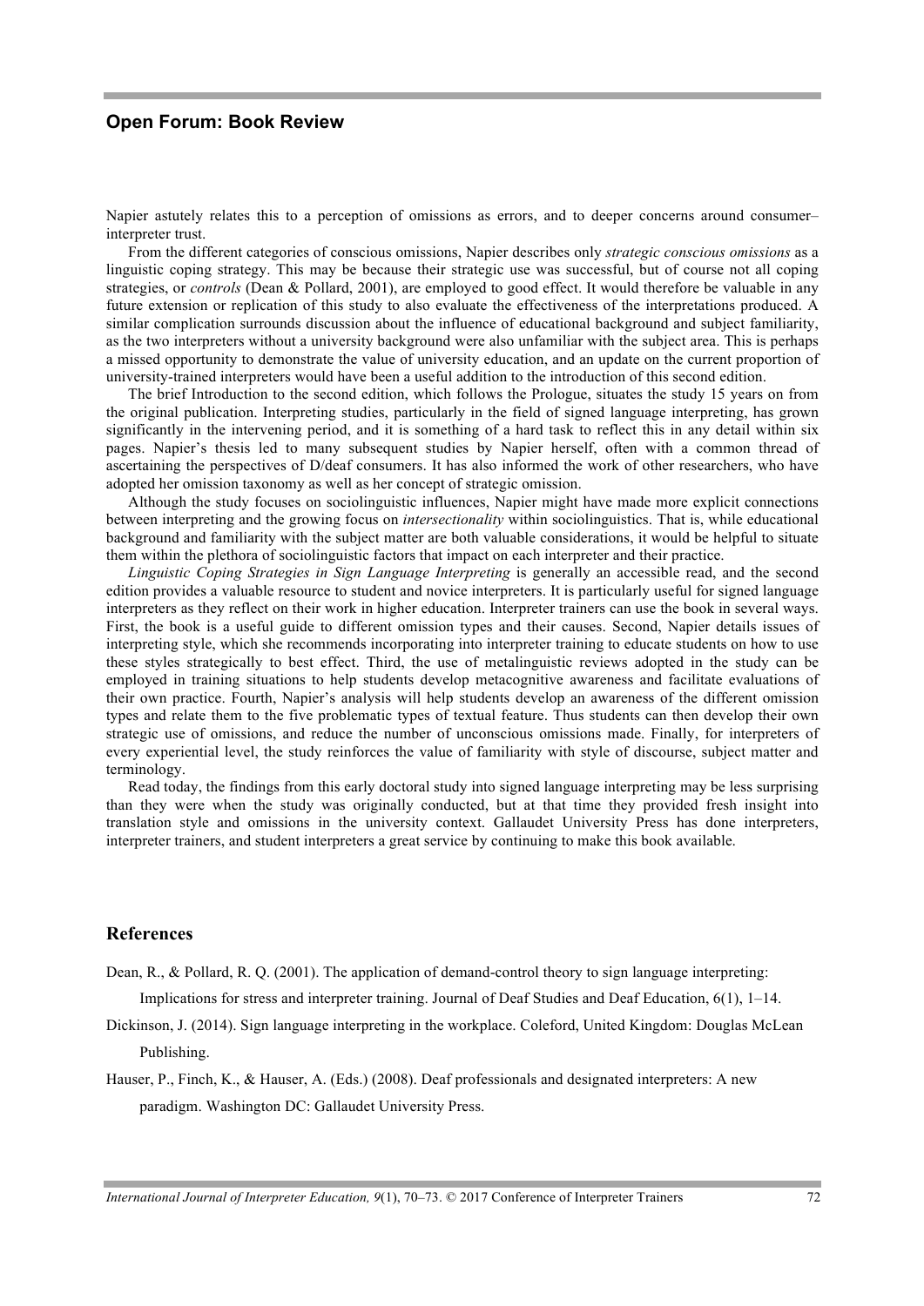Napier astutely relates this to a perception of omissions as errors, and to deeper concerns around consumer–interpreter trust.

From the different categories of conscious omissions, Napier describes only *strategic conscious omissions* as a linguistic coping strategy. This may be because their strategic use was successful, but of course not all coping strategies, or *controls* (Dean & Pollard, 2001), are employed to good effect. It would therefore be valuable in any future extension or replication of this study to also evaluate the effectiveness of the interpretations produced. A similar complication surrounds discussion about the influence of educational background and subject familiarity, as the two interpreters without a university background were also unfamiliar with the subject area. This is perhaps a missed opportunity to demonstrate the value of university education, and an update on the current proportion of university-trained interpreters would have been a useful addition to the introduction of this second edition.

The brief Introduction to the second edition, which follows the Prologue, situates the study 15 years on from the original publication. Interpreting studies, particularly in the field of signed language interpreting, has grown significantly in the intervening period, and it is something of a hard task to reflect this in any detail within six pages. Napier's thesis led to many subsequent studies by Napier herself, often with a common thread of ascertaining the perspectives of D/deaf consumers. It has also informed the work of other researchers, who have adopted her omission taxonomy as well as her concept of strategic omission.

Although the study focuses on sociolinguistic influences, Napier might have made more explicit connections between interpreting and the growing focus on *intersectionality* within sociolinguistics. That is, while educational background and familiarity with the subject matter are both valuable considerations, it would be helpful to situate them within the plethora of sociolinguistic factors that impact on each interpreter and their practice.

*Linguistic Coping Strategies in Sign Language Interpreting* is generally an accessible read, and the second edition provides a valuable resource to student and novice interpreters. It is particularly useful for signed language interpreters as they reflect on their work in higher education. Interpreter trainers can use the book in several ways. First, the book is a useful guide to different omission types and their causes. Second, Napier details issues of interpreting style, which she recommends incorporating into interpreter training to educate students on how to use these styles strategically to best effect. Third, the use of metalinguistic reviews adopted in the study can be employed in training situations to help students develop metacognitive awareness and facilitate evaluations of their own practice. Fourth, Napier's analysis will help students develop an awareness of the different omission types and relate them to the five problematic types of textual feature. Thus students can then develop their own strategic use of omissions, and reduce the number of unconscious omissions made. Finally, for interpreters of every experiential level, the study reinforces the value of familiarity with style of discourse, subject matter and terminology.

Read today, the findings from this early doctoral study into signed language interpreting may be less surprising than they were when the study was originally conducted, but at that time they provided fresh insight into translation style and omissions in the university context. Gallaudet University Press has done interpreters, interpreter trainers, and student interpreters a great service by continuing to make this book available.

## References

Dean, R., & Pollard, R. Q. (2001). The application of demand-control theory to sign language interpreting: Implications for stress and interpreter training. Journal of Deaf Studies and Deaf Education, 6(1), 1–14.

Dickinson, J. (2014). Sign language interpreting in the workplace. Coleford, United Kingdom: Douglas McLean Publishing.

Hauser, P., Finch, K., & Hauser, A. (Eds.) (2008). Deaf professionals and designated interpreters: A new paradigm. Washington DC: Gallaudet University Press.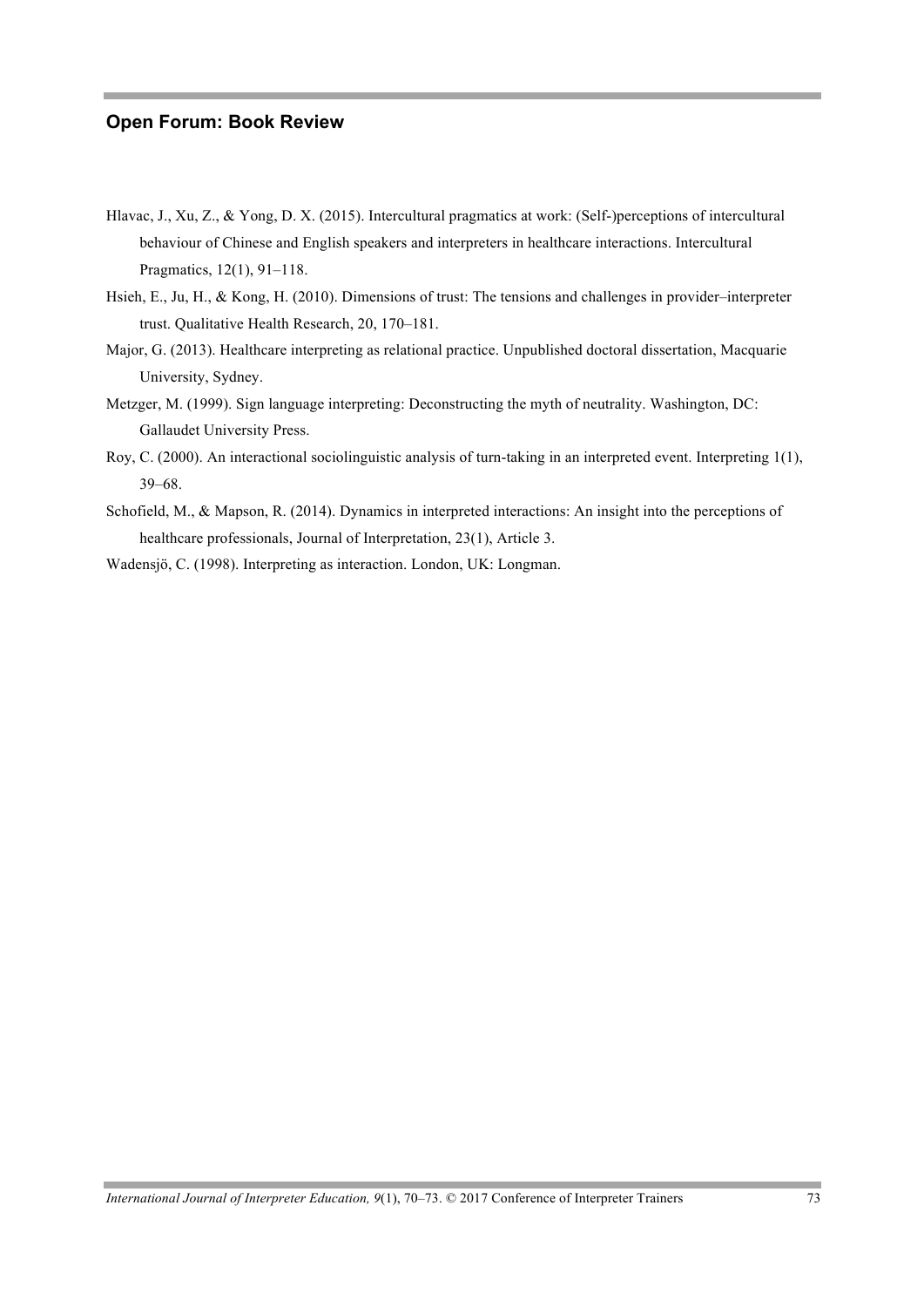Hlavac, J., Xu, Z., & Yong, D. X. (2015). Intercultural pragmatics at work: (Self-)perceptions of intercultural behaviour of Chinese and English speakers and interpreters in healthcare interactions. Intercultural Pragmatics, 12(1), 91–118.

Hsieh, E., Ju, H., & Kong, H. (2010). Dimensions of trust: The tensions and challenges in provider–interpreter trust. Qualitative Health Research, 20, 170–181.

Major, G. (2013). Healthcare interpreting as relational practice. Unpublished doctoral dissertation, Macquarie University, Sydney.

Metzger, M. (1999). Sign language interpreting: Deconstructing the myth of neutrality. Washington, DC: Gallaudet University Press.

Roy, C. (2000). An interactional sociolinguistic analysis of turn-taking in an interpreted event. Interpreting 1(1), 39–68.

Schofield, M., & Mapson, R. (2014). Dynamics in interpreted interactions: An insight into the perceptions of healthcare professionals, Journal of Interpretation, 23(1), Article 3.

Wadensjö, C. (1998). Interpreting as interaction. London, UK: Longman.